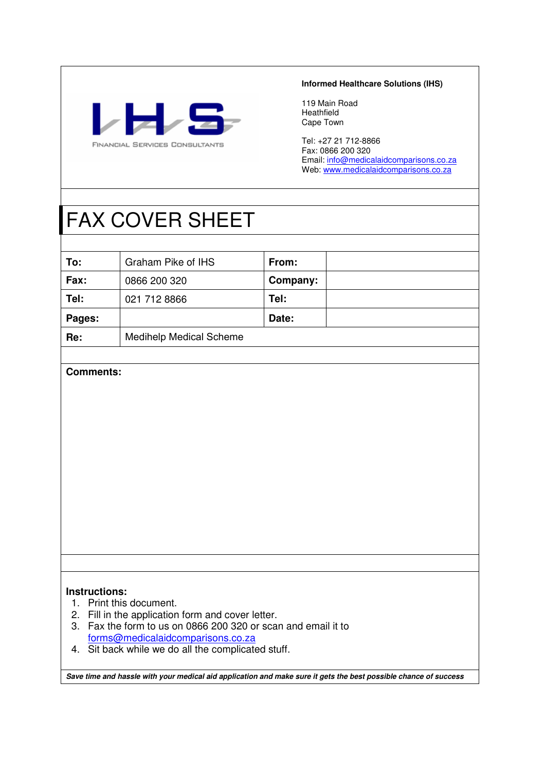IHS

FINANCIAL SERVICES CONSULTANTS

**Informed Healthcare Solutions (IHS)**

119 Main Road
Heathfield
Cape Town

Tel: +27 21 712-8866
Fax: 0866 200 320
Email: info@medicalaidcomparisons.co.za
Web: www.medicalaidcomparisons.co.za

# FAX COVER SHEET

| **To:** | Graham Pike of IHS | **From:** | |
|---|---|---|---|
| **Fax:** | 0866 200 320 | **Company:** | |
| **Tel:** | 021 712 8866 | **Tel:** | |
| **Pages:** | | **Date:** | |
| **Re:** | Medihelp Medical Scheme | | |

**Comments:**

**Instructions:**

1. Print this document.
2. Fill in the application form and cover letter.
3. Fax the form to us on 0866 200 320 or scan and email it to forms@medicalaidcomparisons.co.za
4. Sit back while we do all the complicated stuff.

***Save time and hassle with your medical aid application and make sure it gets the best possible chance of success***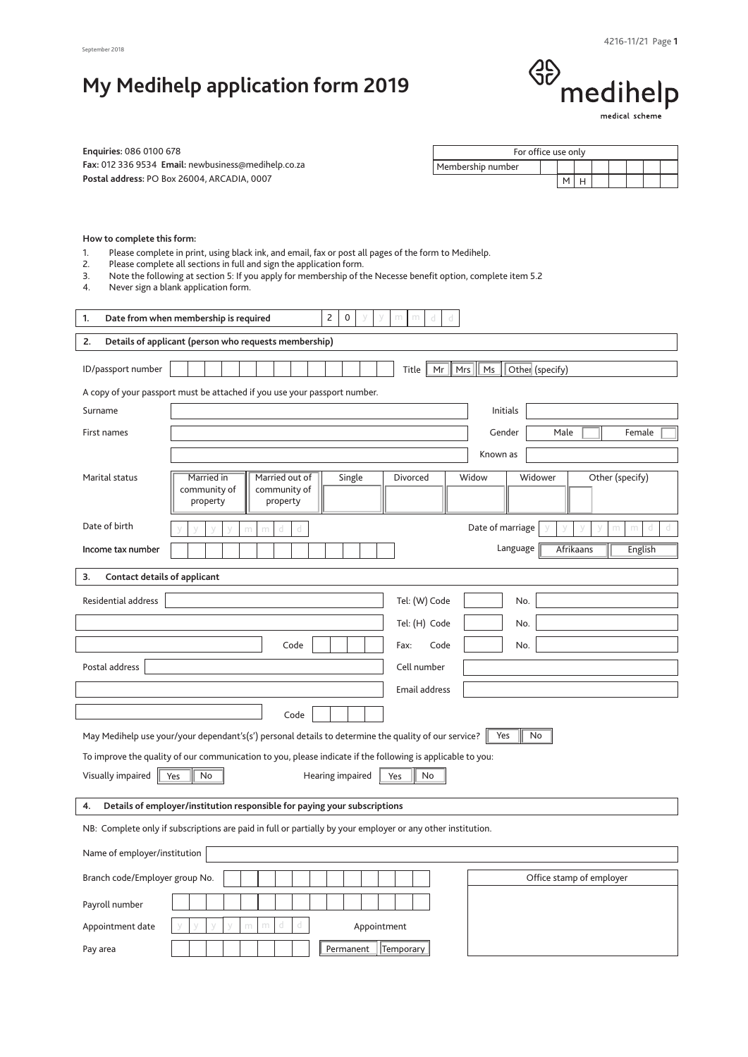September 2018

# My Medihelp application form 2019

medihelp
medical scheme

**Enquiries:** 086 0100 678
**Fax:** 012 336 9534 **Email:** newbusiness@medihelp.co.za
**Postal address:** PO Box 26004, ARCADIA, 0007

| For office use only | |
|---|---|
| Membership number | M H |

**How to complete this form:**

1. Please complete in print, using black ink, and email, fax or post all pages of the form to Medihelp.
2. Please complete all sections in full and sign the application form.
3. Note the following at section 5: If you apply for membership of the Necesse benefit option, complete item 5.2
4. Never sign a blank application form.

## 1. Date from when membership is required

2 0 y y m m d d

## 2. Details of applicant (person who requests membership)

ID/passport number ____ Title: Mr / Mrs / Ms / Other (specify)

A copy of your passport must be attached if you use your passport number.

Surname ____ Initials ____

First names ____ Gender: Male ☐ Female ☐

____ Known as ____

Marital status: Married in community of property / Married out of community of property / Single / Divorced / Widow / Widower / Other (specify)

Date of birth y y y y m m d d Date of marriage y y y y m m d d

Income tax number ____ Language: Afrikaans / English

## 3. Contact details of applicant

Residential address ____ Tel: (W) Code ____ No. ____

____ Tel: (H) Code ____ No. ____

____ Code ____ Fax: Code ____ No. ____

Postal address ____ Cell number ____

____ Email address ____

____ Code ____

May Medihelp use your/your dependant's(s') personal details to determine the quality of our service? Yes / No

To improve the quality of our communication to you, please indicate if the following is applicable to you:

Visually impaired: Yes / No Hearing impaired: Yes / No

## 4. Details of employer/institution responsible for paying your subscriptions

NB: Complete only if subscriptions are paid in full or partially by your employer or any other institution.

Name of employer/institution ____

Branch code/Employer group No. ____

Payroll number ____

Appointment date y y y y m m d d Appointment: Permanent / Temporary

Pay area ____

Office stamp of employer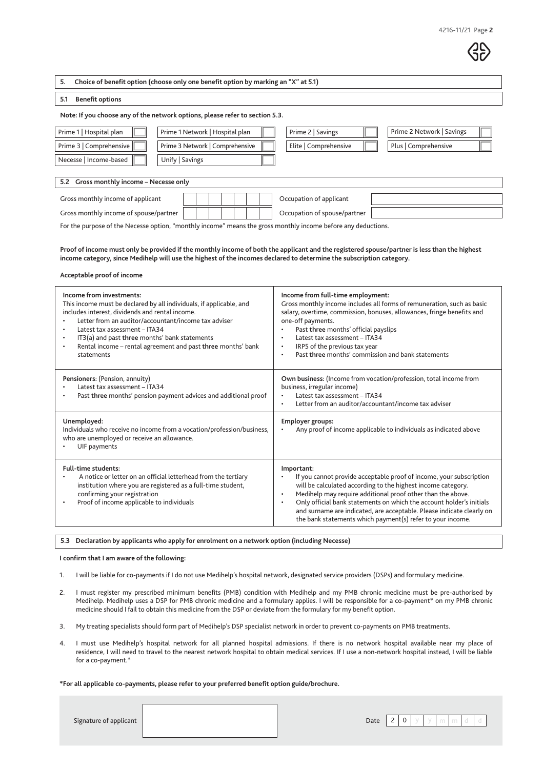## 5. Choice of benefit option (choose only one benefit option by marking an "X" at 5.1)

### 5.1 Benefit options

**Note: If you choose any of the network options, please refer to section 5.3.**

| | | | | | | | |
|---|---|---|---|---|---|---|---|
| Prime 1 \| Hospital plan | ☐ | Prime 1 Network \| Hospital plan | ☐ | Prime 2 \| Savings | ☐ | Prime 2 Network \| Savings | ☐ |
| Prime 3 \| Comprehensive | ☐ | Prime 3 Network \| Comprehensive | ☐ | Elite \| Comprehensive | ☐ | Plus \| Comprehensive | ☐ |
| Necesse \| Income-based | ☐ | Unify \| Savings | ☐ | | | | |

### 5.2 Gross monthly income – Necesse only

| | | | |
|---|---|---|---|
| Gross monthly income of applicant | | Occupation of applicant | |
| Gross monthly income of spouse/partner | | Occupation of spouse/partner | |

For the purpose of the Necesse option, "monthly income" means the gross monthly income before any deductions.

**Proof of income must only be provided if the monthly income of both the applicant and the registered spouse/partner is less than the highest income category, since Medihelp will use the highest of the incomes declared to determine the subscription category.**

**Acceptable proof of income**

| | |
|---|---|
| **Income from investments:**<br>This income must be declared by all individuals, if applicable, and includes interest, dividends and rental income.<br>• Letter from an auditor/accountant/income tax adviser<br>• Latest tax assessment – ITA34<br>• IT3(a) and past **three** months' bank statements<br>• Rental income – rental agreement and past **three** months' bank statements | **Income from full-time employment:**<br>Gross monthly income includes all forms of remuneration, such as basic salary, overtime, commission, bonuses, allowances, fringe benefits and one-off payments.<br>• Past **three** months' official payslips<br>• Latest tax assessment – ITA34<br>• IRP5 of the previous tax year<br>• Past **three** months' commission and bank statements |
| **Pensioners:** (Pension, annuity)<br>• Latest tax assessment – ITA34<br>• Past **three** months' pension payment advices and additional proof | **Own business:** (Income from vocation/profession, total income from business, irregular income)<br>• Latest tax assessment – ITA34<br>• Letter from an auditor/accountant/income tax adviser |
| **Unemployed:**<br>Individuals who receive no income from a vocation/profession/business, who are unemployed or receive an allowance.<br>• UIF payments | **Employer groups:**<br>• Any proof of income applicable to individuals as indicated above |
| **Full-time students:**<br>• A notice or letter on an official letterhead from the tertiary institution where you are registered as a full-time student, confirming your registration<br>• Proof of income applicable to individuals | **Important:**<br>• If you cannot provide acceptable proof of income, your subscription will be calculated according to the highest income category.<br>• Medihelp may require additional proof other than the above.<br>• Only official bank statements on which the account holder's initials and surname are indicated, are acceptable. Please indicate clearly on the bank statements which payment(s) refer to your income. |

### 5.3 Declaration by applicants who apply for enrolment on a network option (including Necesse)

**I confirm that I am aware of the following:**

1. I will be liable for co-payments if I do not use Medihelp's hospital network, designated service providers (DSPs) and formulary medicine.
2. I must register my prescribed minimum benefits (PMB) condition with Medihelp and my PMB chronic medicine must be pre-authorised by Medihelp. Medihelp uses a DSP for PMB chronic medicine and a formulary applies. I will be responsible for a co-payment* on my PMB chronic medicine should I fail to obtain this medicine from the DSP or deviate from the formulary for my benefit option.
3. My treating specialists should form part of Medihelp's DSP specialist network in order to prevent co-payments on PMB treatments.
4. I must use Medihelp's hospital network for all planned hospital admissions. If there is no network hospital available near my place of residence, I will need to travel to the nearest network hospital to obtain medical services. If I use a non-network hospital instead, I will be liable for a co-payment.*

**\*For all applicable co-payments, please refer to your preferred benefit option guide/brochure.**

Signature of applicant ____________________  Date 2 0 y y m m d d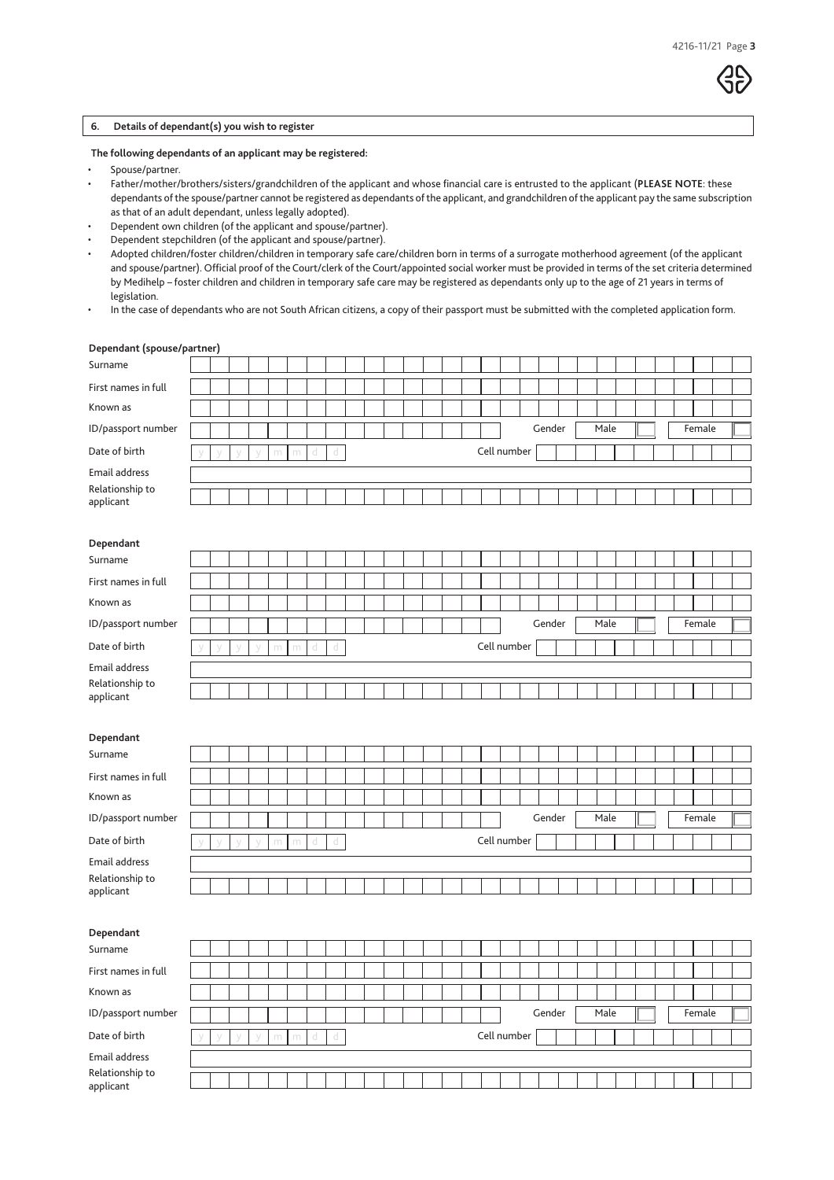## 6. Details of dependant(s) you wish to register

**The following dependants of an applicant may be registered:**

- Spouse/partner.
- Father/mother/brothers/sisters/grandchildren of the applicant and whose financial care is entrusted to the applicant (**PLEASE NOTE**: these dependants of the spouse/partner cannot be registered as dependants of the applicant, and grandchildren of the applicant pay the same subscription as that of an adult dependant, unless legally adopted).
- Dependent own children (of the applicant and spouse/partner).
- Dependent stepchildren (of the applicant and spouse/partner).
- Adopted children/foster children/children in temporary safe care/children born in terms of a surrogate motherhood agreement (of the applicant and spouse/partner). Official proof of the Court/clerk of the Court/appointed social worker must be provided in terms of the set criteria determined by Medihelp – foster children and children in temporary safe care may be registered as dependants only up to the age of 21 years in terms of legislation.
- In the case of dependants who are not South African citizens, a copy of their passport must be submitted with the completed application form.

**Dependant (spouse/partner)**

| | |
|---|---|
| Surname | |
| First names in full | |
| Known as | |
| ID/passport number | Gender Male ☐ Female ☐ |
| Date of birth | y y y y m m d d Cell number |
| Email address | |
| Relationship to applicant | |

**Dependant**

| | |
|---|---|
| Surname | |
| First names in full | |
| Known as | |
| ID/passport number | Gender Male ☐ Female ☐ |
| Date of birth | y y y y m m d d Cell number |
| Email address | |
| Relationship to applicant | |

**Dependant**

| | |
|---|---|
| Surname | |
| First names in full | |
| Known as | |
| ID/passport number | Gender Male ☐ Female ☐ |
| Date of birth | y y y y m m d d Cell number |
| Email address | |
| Relationship to applicant | |

**Dependant**

| | |
|---|---|
| Surname | |
| First names in full | |
| Known as | |
| ID/passport number | Gender Male ☐ Female ☐ |
| Date of birth | y y y y m m d d Cell number |
| Email address | |
| Relationship to applicant | |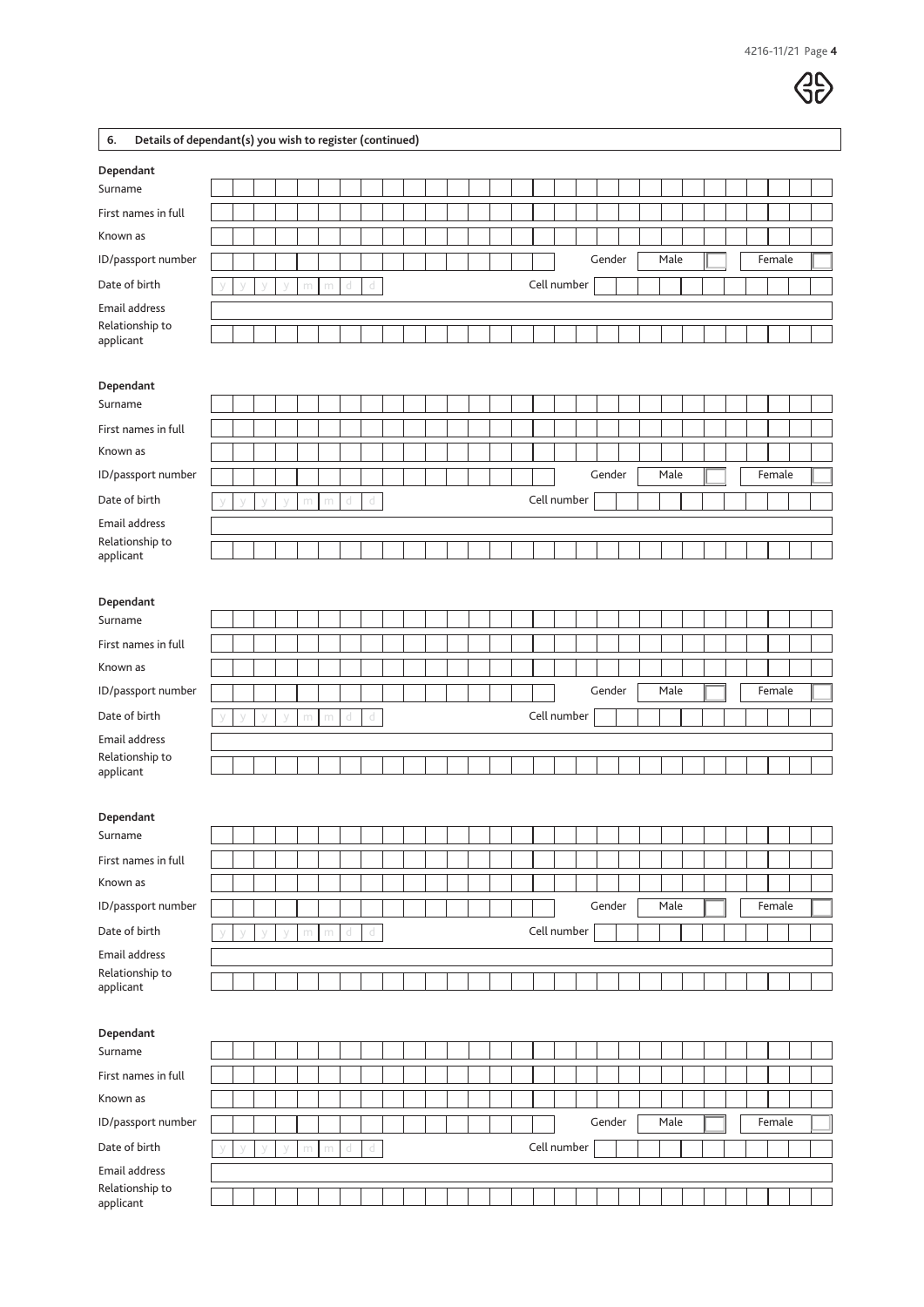## 6. Details of dependant(s) you wish to register (continued)

**Dependant**

| | |
|---|---|
| Surname | |
| First names in full | |
| Known as | |
| ID/passport number | Gender: Male ☐ Female ☐ |
| Date of birth | y y y y m m d d · Cell number |
| Email address | |
| Relationship to applicant | |

**Dependant**

| | |
|---|---|
| Surname | |
| First names in full | |
| Known as | |
| ID/passport number | Gender: Male ☐ Female ☐ |
| Date of birth | y y y y m m d d · Cell number |
| Email address | |
| Relationship to applicant | |

**Dependant**

| | |
|---|---|
| Surname | |
| First names in full | |
| Known as | |
| ID/passport number | Gender: Male ☐ Female ☐ |
| Date of birth | y y y y m m d d · Cell number |
| Email address | |
| Relationship to applicant | |

**Dependant**

| | |
|---|---|
| Surname | |
| First names in full | |
| Known as | |
| ID/passport number | Gender: Male ☐ Female ☐ |
| Date of birth | y y y y m m d d · Cell number |
| Email address | |
| Relationship to applicant | |

**Dependant**

| | |
|---|---|
| Surname | |
| First names in full | |
| Known as | |
| ID/passport number | Gender: Male ☐ Female ☐ |
| Date of birth | y y y y m m d d · Cell number |
| Email address | |
| Relationship to applicant | |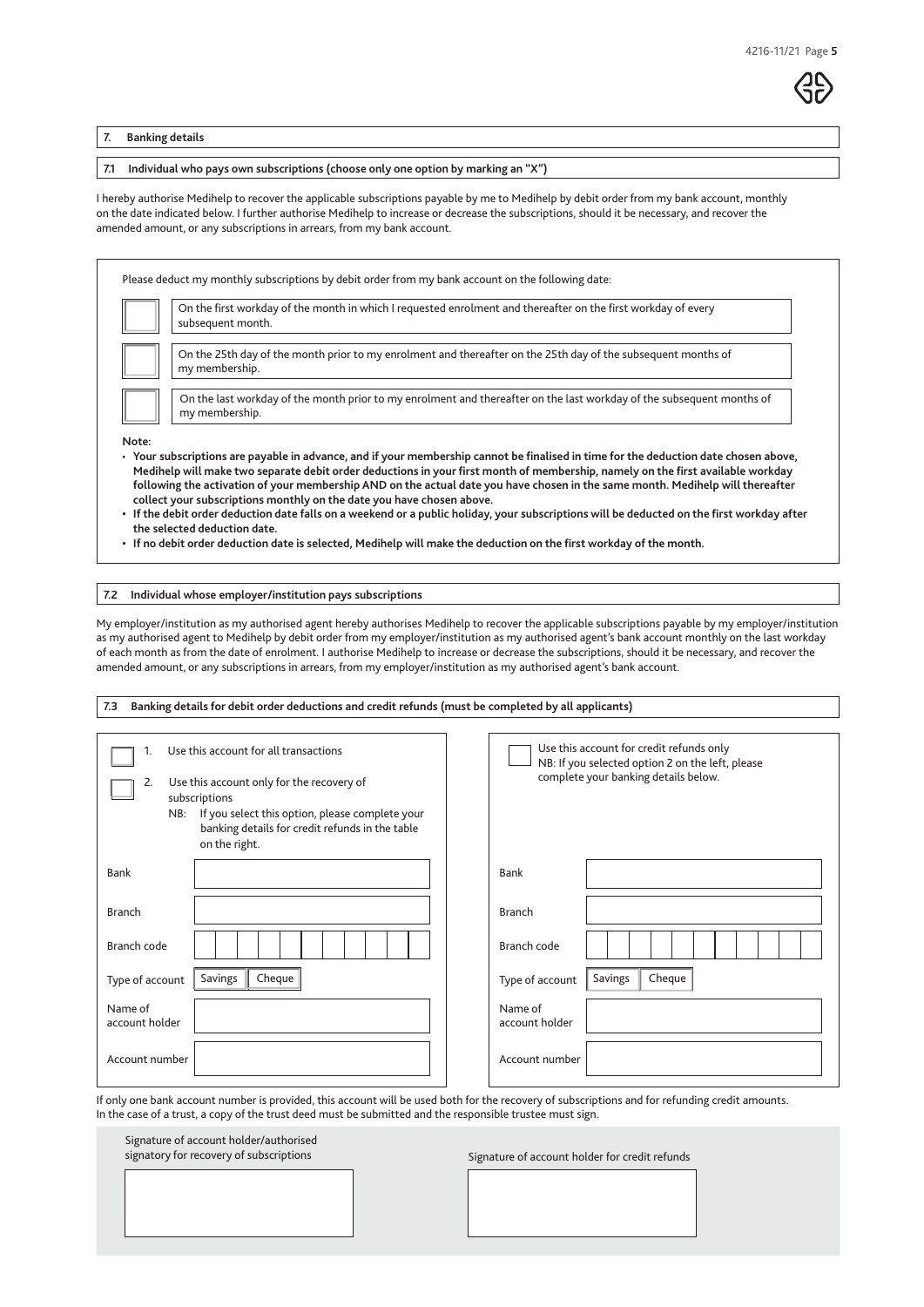## 7. Banking details

### 7.1 Individual who pays own subscriptions (choose only one option by marking an "X")

I hereby authorise Medihelp to recover the applicable subscriptions payable by me to Medihelp by debit order from my bank account, monthly on the date indicated below. I further authorise Medihelp to increase or decrease the subscriptions, should it be necessary, and recover the amended amount, or any subscriptions in arrears, from my bank account.

Please deduct my monthly subscriptions by debit order from my bank account on the following date:

- [ ] On the first workday of the month in which I requested enrolment and thereafter on the first workday of every subsequent month.
- [ ] On the 25th day of the month prior to my enrolment and thereafter on the 25th day of the subsequent months of my membership.
- [ ] On the last workday of the month prior to my enrolment and thereafter on the last workday of the subsequent months of my membership.

**Note:**

- **Your subscriptions are payable in advance, and if your membership cannot be finalised in time for the deduction date chosen above, Medihelp will make two separate debit order deductions in your first month of membership, namely on the first available workday following the activation of your membership AND on the actual date you have chosen in the same month. Medihelp will thereafter collect your subscriptions monthly on the date you have chosen above.**
- **If the debit order deduction date falls on a weekend or a public holiday, your subscriptions will be deducted on the first workday after the selected deduction date.**
- **If no debit order deduction date is selected, Medihelp will make the deduction on the first workday of the month.**

### 7.2 Individual whose employer/institution pays subscriptions

My employer/institution as my authorised agent hereby authorises Medihelp to recover the applicable subscriptions payable by my employer/institution as my authorised agent to Medihelp by debit order from my employer/institution as my authorised agent's bank account monthly on the last workday of each month as from the date of enrolment. I authorise Medihelp to increase or decrease the subscriptions, should it be necessary, and recover the amended amount, or any subscriptions in arrears, from my employer/institution as my authorised agent's bank account.

### 7.3 Banking details for debit order deductions and credit refunds (must be completed by all applicants)

- [ ] 1. Use this account for all transactions
- [ ] 2. Use this account only for the recovery of subscriptions
  NB: If you select this option, please complete your banking details for credit refunds in the table on the right.

| | |
|---|---|
| Bank | |
| Branch | |
| Branch code | |
| Type of account | Savings / Cheque |
| Name of account holder | |
| Account number | |

- [ ] Use this account for credit refunds only
  NB: If you selected option 2 on the left, please complete your banking details below.

| | |
|---|---|
| Bank | |
| Branch | |
| Branch code | |
| Type of account | Savings / Cheque |
| Name of account holder | |
| Account number | |

If only one bank account number is provided, this account will be used both for the recovery of subscriptions and for refunding credit amounts. In the case of a trust, a copy of the trust deed must be submitted and the responsible trustee must sign.

| Signature of account holder/authorised signatory for recovery of subscriptions | Signature of account holder for credit refunds |
|---|---|
| | |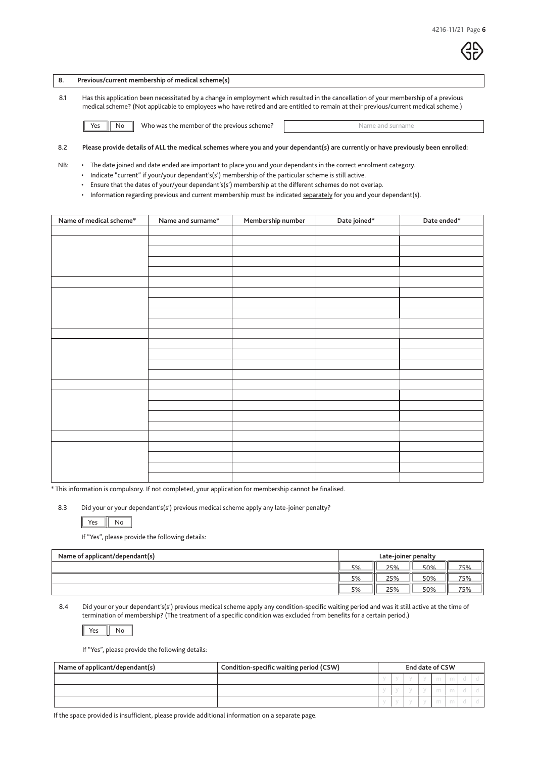## 8. Previous/current membership of medical scheme(s)

8.1 Has this application been necessitated by a change in employment which resulted in the cancellation of your membership of a previous medical scheme? (Not applicable to employees who have retired and are entitled to remain at their previous/current medical scheme.)

Yes | No — Who was the member of the previous scheme? Name and surname

**8.2 Please provide details of ALL the medical schemes where you and your dependant(s) are currently or have previously been enrolled:**

NB:
- The date joined and date ended are important to place you and your dependants in the correct enrolment category.
- Indicate "current" if your/your dependant's(s') membership of the particular scheme is still active.
- Ensure that the dates of your/your dependant's(s') membership at the different schemes do not overlap.
- Information regarding previous and current membership must be indicated separately for you and your dependant(s).

| Name of medical scheme* | Name and surname* | Membership number | Date joined* | Date ended* |
|---|---|---|---|---|
| | | | | |
| | | | | |
| | | | | |
| | | | | |
| | | | | |
| | | | | |
| | | | | |
| | | | | |
| | | | | |
| | | | | |
| | | | | |
| | | | | |
| | | | | |
| | | | | |
| | | | | |
| | | | | |
| | | | | |
| | | | | |
| | | | | |
| | | | | |
| | | | | |
| | | | | |
| | | | | |
| | | | | |
| | | | | |

\* This information is compulsory. If not completed, your application for membership cannot be finalised.

8.3 Did your or your dependant's(s') previous medical scheme apply any late-joiner penalty?

Yes | No

If "Yes", please provide the following details:

| Name of applicant/dependant(s) | Late-joiner penalty | | | |
|---|---|---|---|---|
| | 5% | 25% | 50% | 75% |
| | 5% | 25% | 50% | 75% |
| | 5% | 25% | 50% | 75% |

8.4 Did your or your dependant's(s') previous medical scheme apply any condition-specific waiting period and was it still active at the time of termination of membership? (The treatment of a specific condition was excluded from benefits for a certain period.)

Yes | No

If "Yes", please provide the following details:

| Name of applicant/dependant(s) | Condition-specific waiting period (CSW) | End date of CSW |
|---|---|---|
| | | y y y y m m d d |
| | | y y y y m m d d |
| | | y y y y m m d d |

If the space provided is insufficient, please provide additional information on a separate page.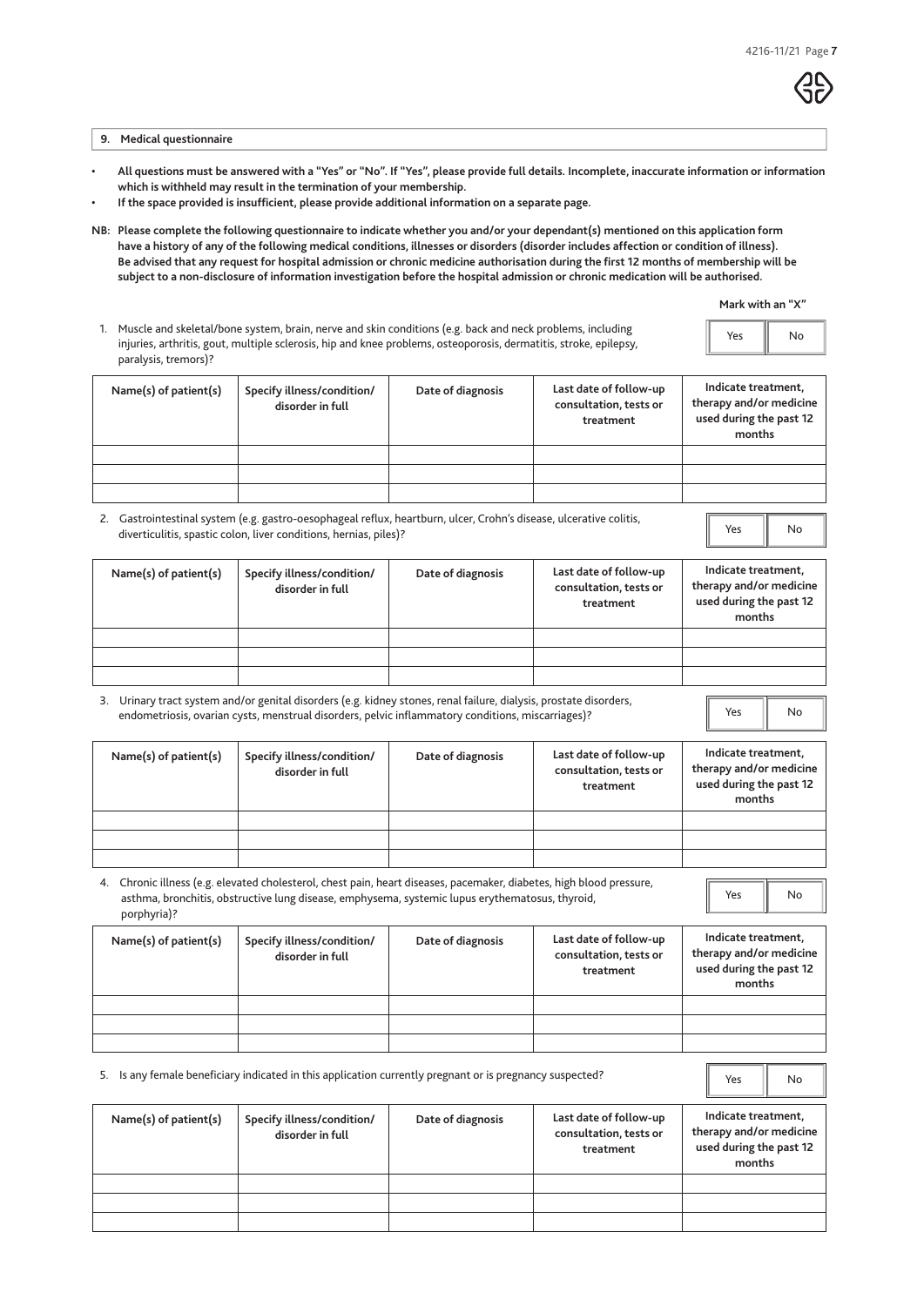## 9. Medical questionnaire

- **All questions must be answered with a "Yes" or "No". If "Yes", please provide full details. Incomplete, inaccurate information or information which is withheld may result in the termination of your membership.**
- **If the space provided is insufficient, please provide additional information on a separate page.**

**NB: Please complete the following questionnaire to indicate whether you and/or your dependant(s) mentioned on this application form have a history of any of the following medical conditions, illnesses or disorders (disorder includes affection or condition of illness). Be advised that any request for hospital admission or chronic medicine authorisation during the first 12 months of membership will be subject to a non-disclosure of information investigation before the hospital admission or chronic medication will be authorised.**

**Mark with an "X"**

1. Muscle and skeletal/bone system, brain, nerve and skin conditions (e.g. back and neck problems, including injuries, arthritis, gout, multiple sclerosis, hip and knee problems, osteoporosis, dermatitis, stroke, epilepsy, paralysis, tremors)? Yes ☐ No ☐

| Name(s) of patient(s) | Specify illness/condition/ disorder in full | Date of diagnosis | Last date of follow-up consultation, tests or treatment | Indicate treatment, therapy and/or medicine used during the past 12 months |
|---|---|---|---|---|
| | | | | |
| | | | | |
| | | | | |

2. Gastrointestinal system (e.g. gastro-oesophageal reflux, heartburn, ulcer, Crohn's disease, ulcerative colitis, diverticulitis, spastic colon, liver conditions, hernias, piles)? Yes ☐ No ☐

| Name(s) of patient(s) | Specify illness/condition/ disorder in full | Date of diagnosis | Last date of follow-up consultation, tests or treatment | Indicate treatment, therapy and/or medicine used during the past 12 months |
|---|---|---|---|---|
| | | | | |
| | | | | |
| | | | | |

3. Urinary tract system and/or genital disorders (e.g. kidney stones, renal failure, dialysis, prostate disorders, endometriosis, ovarian cysts, menstrual disorders, pelvic inflammatory conditions, miscarriages)? Yes ☐ No ☐

| Name(s) of patient(s) | Specify illness/condition/ disorder in full | Date of diagnosis | Last date of follow-up consultation, tests or treatment | Indicate treatment, therapy and/or medicine used during the past 12 months |
|---|---|---|---|---|
| | | | | |
| | | | | |
| | | | | |

4. Chronic illness (e.g. elevated cholesterol, chest pain, heart diseases, pacemaker, diabetes, high blood pressure, asthma, bronchitis, obstructive lung disease, emphysema, systemic lupus erythematosus, thyroid, porphyria)? Yes ☐ No ☐

| Name(s) of patient(s) | Specify illness/condition/ disorder in full | Date of diagnosis | Last date of follow-up consultation, tests or treatment | Indicate treatment, therapy and/or medicine used during the past 12 months |
|---|---|---|---|---|
| | | | | |
| | | | | |
| | | | | |

5. Is any female beneficiary indicated in this application currently pregnant or is pregnancy suspected? Yes ☐ No ☐

| Name(s) of patient(s) | Specify illness/condition/ disorder in full | Date of diagnosis | Last date of follow-up consultation, tests or treatment | Indicate treatment, therapy and/or medicine used during the past 12 months |
|---|---|---|---|---|
| | | | | |
| | | | | |
| | | | | |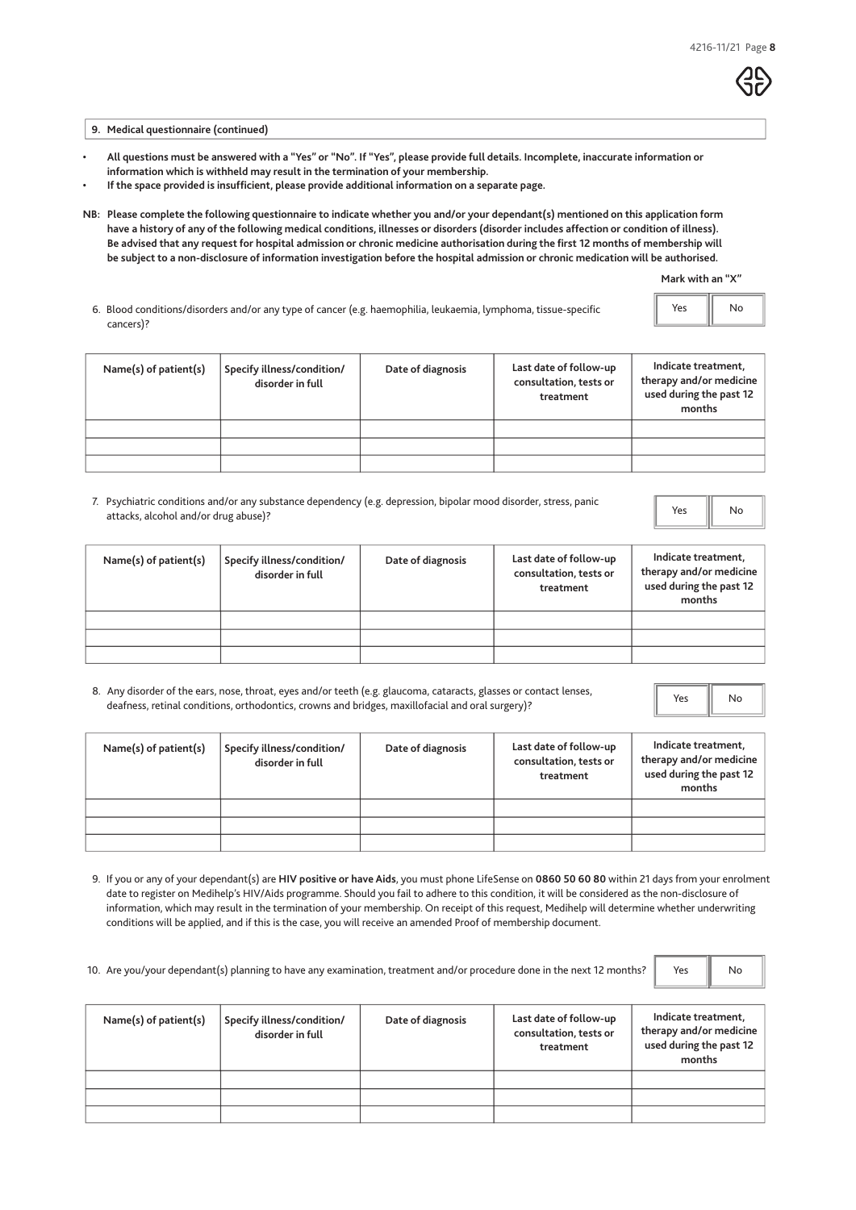## 9. Medical questionnaire (continued)

- **All questions must be answered with a "Yes" or "No". If "Yes", please provide full details. Incomplete, inaccurate information or information which is withheld may result in the termination of your membership.**
- **If the space provided is insufficient, please provide additional information on a separate page.**

**NB: Please complete the following questionnaire to indicate whether you and/or your dependant(s) mentioned on this application form have a history of any of the following medical conditions, illnesses or disorders (disorder includes affection or condition of illness). Be advised that any request for hospital admission or chronic medicine authorisation during the first 12 months of membership will be subject to a non-disclosure of information investigation before the hospital admission or chronic medication will be authorised.**

**Mark with an "X"**

6. Blood conditions/disorders and/or any type of cancer (e.g. haemophilia, leukaemia, lymphoma, tissue-specific cancers)? Yes ☐ No ☐

| Name(s) of patient(s) | Specify illness/condition/ disorder in full | Date of diagnosis | Last date of follow-up consultation, tests or treatment | Indicate treatment, therapy and/or medicine used during the past 12 months |
|---|---|---|---|---|
| | | | | |
| | | | | |
| | | | | |

7. Psychiatric conditions and/or any substance dependency (e.g. depression, bipolar mood disorder, stress, panic attacks, alcohol and/or drug abuse)? Yes ☐ No ☐

| Name(s) of patient(s) | Specify illness/condition/ disorder in full | Date of diagnosis | Last date of follow-up consultation, tests or treatment | Indicate treatment, therapy and/or medicine used during the past 12 months |
|---|---|---|---|---|
| | | | | |
| | | | | |
| | | | | |

8. Any disorder of the ears, nose, throat, eyes and/or teeth (e.g. glaucoma, cataracts, glasses or contact lenses, deafness, retinal conditions, orthodontics, crowns and bridges, maxillofacial and oral surgery)? Yes ☐ No ☐

| Name(s) of patient(s) | Specify illness/condition/ disorder in full | Date of diagnosis | Last date of follow-up consultation, tests or treatment | Indicate treatment, therapy and/or medicine used during the past 12 months |
|---|---|---|---|---|
| | | | | |
| | | | | |
| | | | | |

9. If you or any of your dependant(s) are **HIV positive or have Aids**, you must phone LifeSense on **0860 50 60 80** within 21 days from your enrolment date to register on Medihelp's HIV/Aids programme. Should you fail to adhere to this condition, it will be considered as the non-disclosure of information, which may result in the termination of your membership. On receipt of this request, Medihelp will determine whether underwriting conditions will be applied, and if this is the case, you will receive an amended Proof of membership document.

10. Are you/your dependant(s) planning to have any examination, treatment and/or procedure done in the next 12 months? Yes ☐ No ☐

| Name(s) of patient(s) | Specify illness/condition/ disorder in full | Date of diagnosis | Last date of follow-up consultation, tests or treatment | Indicate treatment, therapy and/or medicine used during the past 12 months |
|---|---|---|---|---|
| | | | | |
| | | | | |
| | | | | |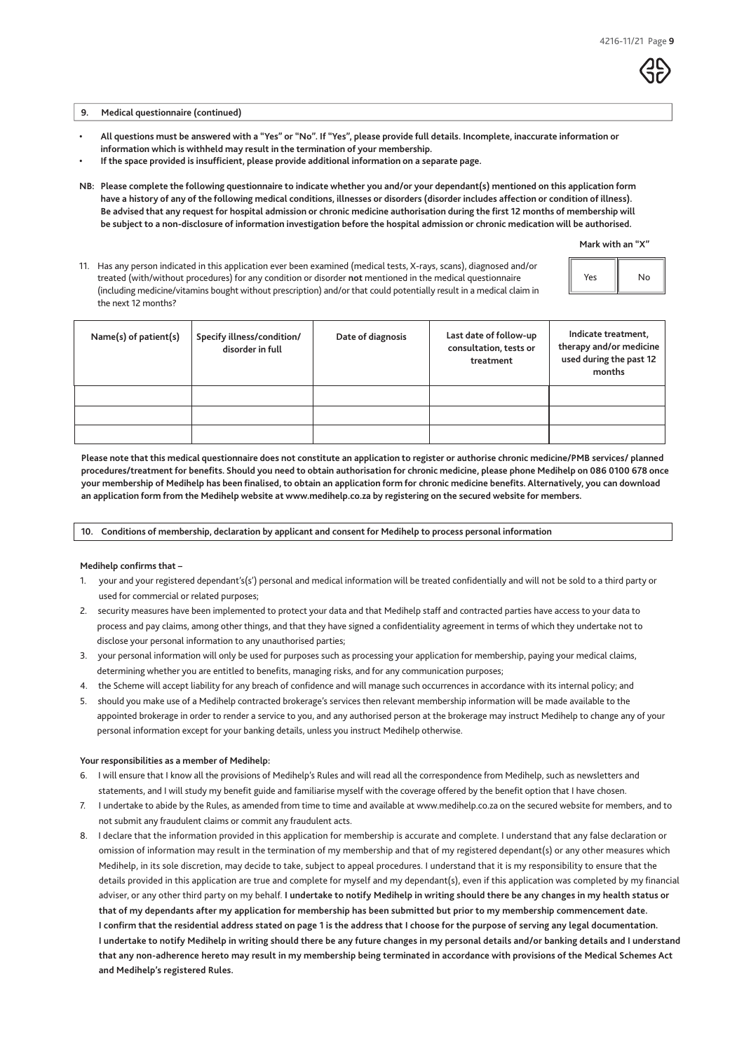## 9. Medical questionnaire (continued)

- **All questions must be answered with a "Yes" or "No". If "Yes", please provide full details. Incomplete, inaccurate information or information which is withheld may result in the termination of your membership.**
- **If the space provided is insufficient, please provide additional information on a separate page.**

**NB: Please complete the following questionnaire to indicate whether you and/or your dependant(s) mentioned on this application form have a history of any of the following medical conditions, illnesses or disorders (disorder includes affection or condition of illness). Be advised that any request for hospital admission or chronic medicine authorisation during the first 12 months of membership will be subject to a non-disclosure of information investigation before the hospital admission or chronic medication will be authorised.**

**Mark with an "X"**

| | Yes | No |
|---|---|---|
| 11. Has any person indicated in this application ever been examined (medical tests, X-rays, scans), diagnosed and/or treated (with/without procedures) for any condition or disorder **not** mentioned in the medical questionnaire (including medicine/vitamins bought without prescription) and/or that could potentially result in a medical claim in the next 12 months? | | |

| Name(s) of patient(s) | Specify illness/condition/ disorder in full | Date of diagnosis | Last date of follow-up consultation, tests or treatment | Indicate treatment, therapy and/or medicine used during the past 12 months |
|---|---|---|---|---|
| | | | | |
| | | | | |
| | | | | |

**Please note that this medical questionnaire does not constitute an application to register or authorise chronic medicine/PMB services/ planned procedures/treatment for benefits. Should you need to obtain authorisation for chronic medicine, please phone Medihelp on 086 0100 678 once your membership of Medihelp has been finalised, to obtain an application form for chronic medicine benefits. Alternatively, you can download an application form from the Medihelp website at www.medihelp.co.za by registering on the secured website for members.**

## 10. Conditions of membership, declaration by applicant and consent for Medihelp to process personal information

**Medihelp confirms that –**

1. your and your registered dependant's(s') personal and medical information will be treated confidentially and will not be sold to a third party or used for commercial or related purposes;
2. security measures have been implemented to protect your data and that Medihelp staff and contracted parties have access to your data to process and pay claims, among other things, and that they have signed a confidentiality agreement in terms of which they undertake not to disclose your personal information to any unauthorised parties;
3. your personal information will only be used for purposes such as processing your application for membership, paying your medical claims, determining whether you are entitled to benefits, managing risks, and for any communication purposes;
4. the Scheme will accept liability for any breach of confidence and will manage such occurrences in accordance with its internal policy; and
5. should you make use of a Medihelp contracted brokerage's services then relevant membership information will be made available to the appointed brokerage in order to render a service to you, and any authorised person at the brokerage may instruct Medihelp to change any of your personal information except for your banking details, unless you instruct Medihelp otherwise.

**Your responsibilities as a member of Medihelp:**

6. I will ensure that I know all the provisions of Medihelp's Rules and will read all the correspondence from Medihelp, such as newsletters and statements, and I will study my benefit guide and familiarise myself with the coverage offered by the benefit option that I have chosen.
7. I undertake to abide by the Rules, as amended from time to time and available at www.medihelp.co.za on the secured website for members, and to not submit any fraudulent claims or commit any fraudulent acts.
8. I declare that the information provided in this application for membership is accurate and complete. I understand that any false declaration or omission of information may result in the termination of my membership and that of my registered dependant(s) or any other measures which Medihelp, in its sole discretion, may decide to take, subject to appeal procedures. I understand that it is my responsibility to ensure that the details provided in this application are true and complete for myself and my dependant(s), even if this application was completed by my financial adviser, or any other third party on my behalf. **I undertake to notify Medihelp in writing should there be any changes in my health status or that of my dependants after my application for membership has been submitted but prior to my membership commencement date. I confirm that the residential address stated on page 1 is the address that I choose for the purpose of serving any legal documentation. I undertake to notify Medihelp in writing should there be any future changes in my personal details and/or banking details and I understand that any non-adherence hereto may result in my membership being terminated in accordance with provisions of the Medical Schemes Act and Medihelp's registered Rules.**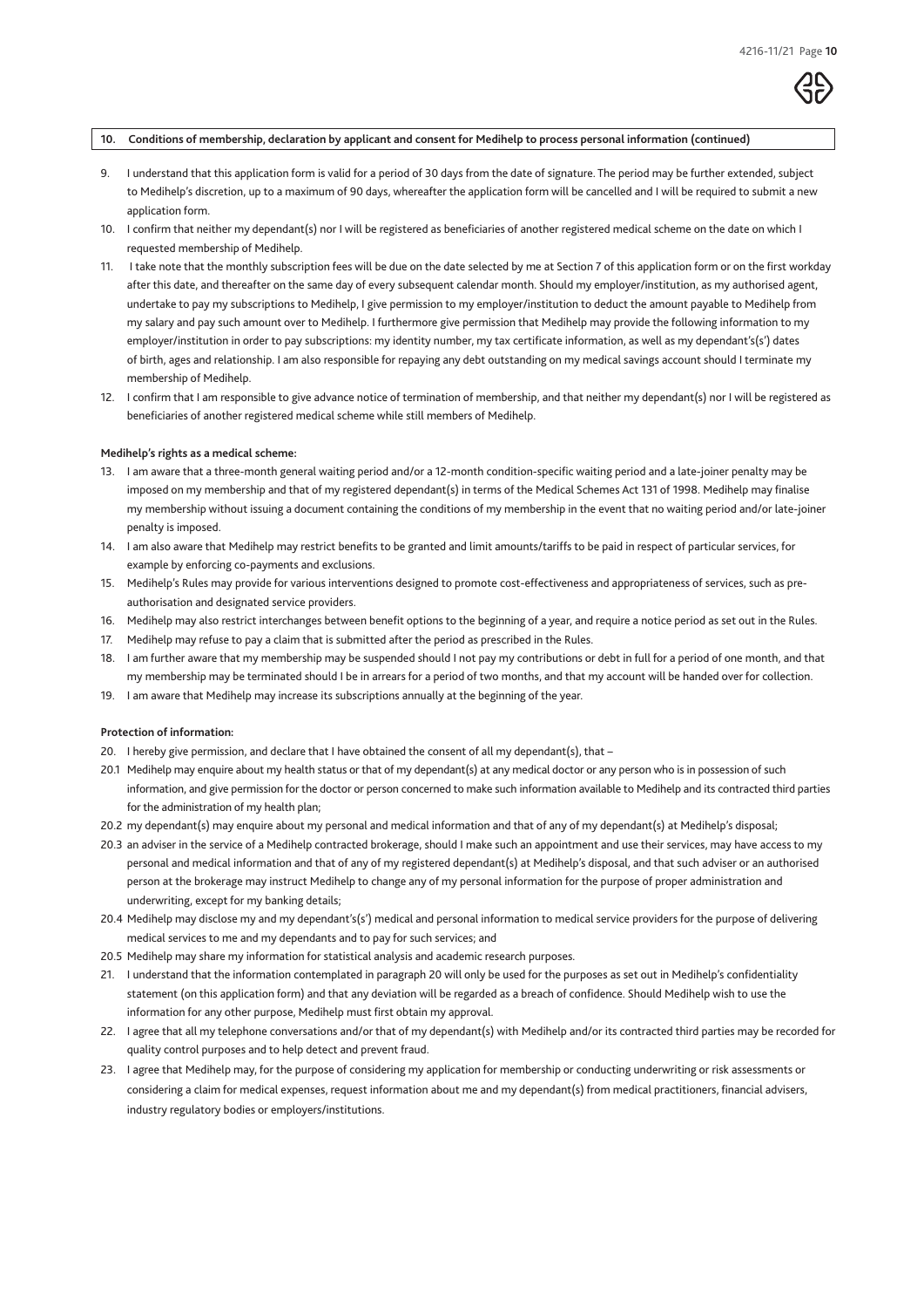**10. Conditions of membership, declaration by applicant and consent for Medihelp to process personal information (continued)**

9. I understand that this application form is valid for a period of 30 days from the date of signature. The period may be further extended, subject to Medihelp's discretion, up to a maximum of 90 days, whereafter the application form will be cancelled and I will be required to submit a new application form.
10. I confirm that neither my dependant(s) nor I will be registered as beneficiaries of another registered medical scheme on the date on which I requested membership of Medihelp.
11. I take note that the monthly subscription fees will be due on the date selected by me at Section 7 of this application form or on the first workday after this date, and thereafter on the same day of every subsequent calendar month. Should my employer/institution, as my authorised agent, undertake to pay my subscriptions to Medihelp, I give permission to my employer/institution to deduct the amount payable to Medihelp from my salary and pay such amount over to Medihelp. I furthermore give permission that Medihelp may provide the following information to my employer/institution in order to pay subscriptions: my identity number, my tax certificate information, as well as my dependant's(s') dates of birth, ages and relationship. I am also responsible for repaying any debt outstanding on my medical savings account should I terminate my membership of Medihelp.
12. I confirm that I am responsible to give advance notice of termination of membership, and that neither my dependant(s) nor I will be registered as beneficiaries of another registered medical scheme while still members of Medihelp.

**Medihelp's rights as a medical scheme:**

13. I am aware that a three-month general waiting period and/or a 12-month condition-specific waiting period and a late-joiner penalty may be imposed on my membership and that of my registered dependant(s) in terms of the Medical Schemes Act 131 of 1998. Medihelp may finalise my membership without issuing a document containing the conditions of my membership in the event that no waiting period and/or late-joiner penalty is imposed.
14. I am also aware that Medihelp may restrict benefits to be granted and limit amounts/tariffs to be paid in respect of particular services, for example by enforcing co-payments and exclusions.
15. Medihelp's Rules may provide for various interventions designed to promote cost-effectiveness and appropriateness of services, such as pre-authorisation and designated service providers.
16. Medihelp may also restrict interchanges between benefit options to the beginning of a year, and require a notice period as set out in the Rules.
17. Medihelp may refuse to pay a claim that is submitted after the period as prescribed in the Rules.
18. I am further aware that my membership may be suspended should I not pay my contributions or debt in full for a period of one month, and that my membership may be terminated should I be in arrears for a period of two months, and that my account will be handed over for collection.
19. I am aware that Medihelp may increase its subscriptions annually at the beginning of the year.

**Protection of information:**

20. I hereby give permission, and declare that I have obtained the consent of all my dependant(s), that –

20.1 Medihelp may enquire about my health status or that of my dependant(s) at any medical doctor or any person who is in possession of such information, and give permission for the doctor or person concerned to make such information available to Medihelp and its contracted third parties for the administration of my health plan;

20.2 my dependant(s) may enquire about my personal and medical information and that of any of my dependant(s) at Medihelp's disposal;

20.3 an adviser in the service of a Medihelp contracted brokerage, should I make such an appointment and use their services, may have access to my personal and medical information and that of any of my registered dependant(s) at Medihelp's disposal, and that such adviser or an authorised person at the brokerage may instruct Medihelp to change any of my personal information for the purpose of proper administration and underwriting, except for my banking details;

20.4 Medihelp may disclose my and my dependant's(s') medical and personal information to medical service providers for the purpose of delivering medical services to me and my dependants and to pay for such services; and

20.5 Medihelp may share my information for statistical analysis and academic research purposes.

21. I understand that the information contemplated in paragraph 20 will only be used for the purposes as set out in Medihelp's confidentiality statement (on this application form) and that any deviation will be regarded as a breach of confidence. Should Medihelp wish to use the information for any other purpose, Medihelp must first obtain my approval.
22. I agree that all my telephone conversations and/or that of my dependant(s) with Medihelp and/or its contracted third parties may be recorded for quality control purposes and to help detect and prevent fraud.
23. I agree that Medihelp may, for the purpose of considering my application for membership or conducting underwriting or risk assessments or considering a claim for medical expenses, request information about me and my dependant(s) from medical practitioners, financial advisers, industry regulatory bodies or employers/institutions.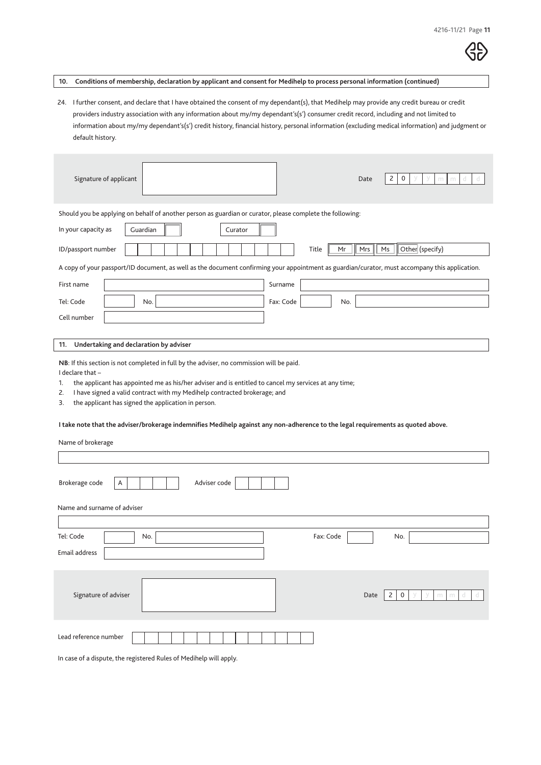## 10. Conditions of membership, declaration by applicant and consent for Medihelp to process personal information (continued)

24. I further consent, and declare that I have obtained the consent of my dependant(s), that Medihelp may provide any credit bureau or credit providers industry association with any information about my/my dependant's(s') consumer credit record, including and not limited to information about my/my dependant's(s') credit history, financial history, personal information (excluding medical information) and judgment or default history.

Signature of applicant ____________________ Date 2 0 y y m m d d

Should you be applying on behalf of another person as guardian or curator, please complete the following:

In your capacity as Guardian ☐ Curator ☐

ID/passport number ____________________ Title Mr ☐ Mrs ☐ Ms ☐ Other (specify) ____________________

A copy of your passport/ID document, as well as the document confirming your appointment as guardian/curator, must accompany this application.

First name ____________________ Surname ____________________

Tel: Code ______ No. ____________________ Fax: Code ______ No. ____________________

Cell number ____________________

## 11. Undertaking and declaration by adviser

**NB**: If this section is not completed in full by the adviser, no commission will be paid.

I declare that –

1. the applicant has appointed me as his/her adviser and is entitled to cancel my services at any time;
2. I have signed a valid contract with my Medihelp contracted brokerage; and
3. the applicant has signed the application in person.

**I take note that the adviser/brokerage indemnifies Medihelp against any non-adherence to the legal requirements as quoted above.**

Name of brokerage

____________________

Brokerage code A ______ Adviser code ______

Name and surname of adviser

____________________

Tel: Code ______ No. ____________________ Fax: Code ______ No. ____________________

Email address ____________________

Signature of adviser ____________________ Date 2 0 y y m m d d

Lead reference number ____________________

In case of a dispute, the registered Rules of Medihelp will apply.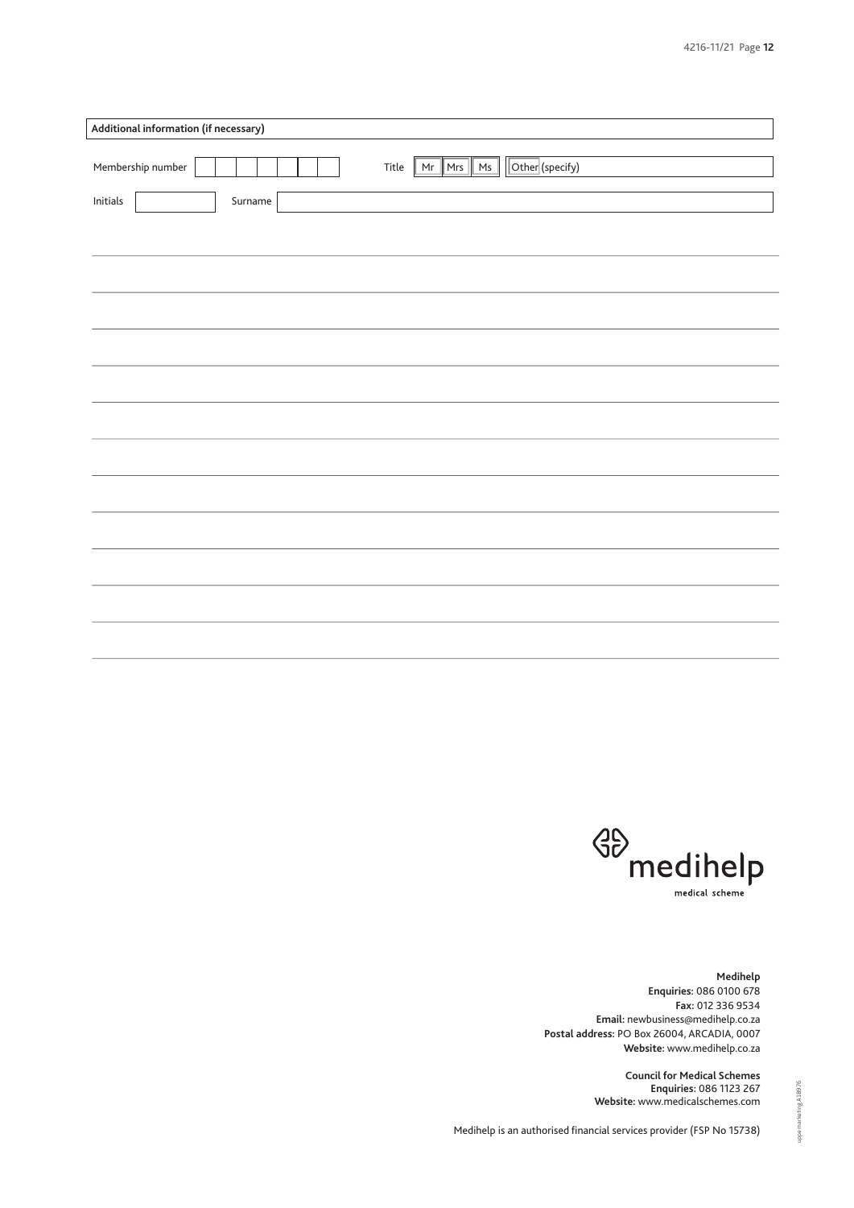**Additional information (if necessary)**

Membership number | | | | | | | |   Title  Mr  Mrs  Ms  Other (specify)

Initials  Surname

medihelp
medical scheme

**Medihelp**
**Enquiries:** 086 0100 678
**Fax:** 012 336 9534
**Email:** newbusiness@medihelp.co.za
**Postal address:** PO Box 26004, ARCADIA, 0007
**Website:** www.medihelp.co.za

**Council for Medical Schemes**
**Enquiries:** 086 1123 267
**Website:** www.medicalschemes.com

Medihelp is an authorised financial services provider (FSP No 15738)